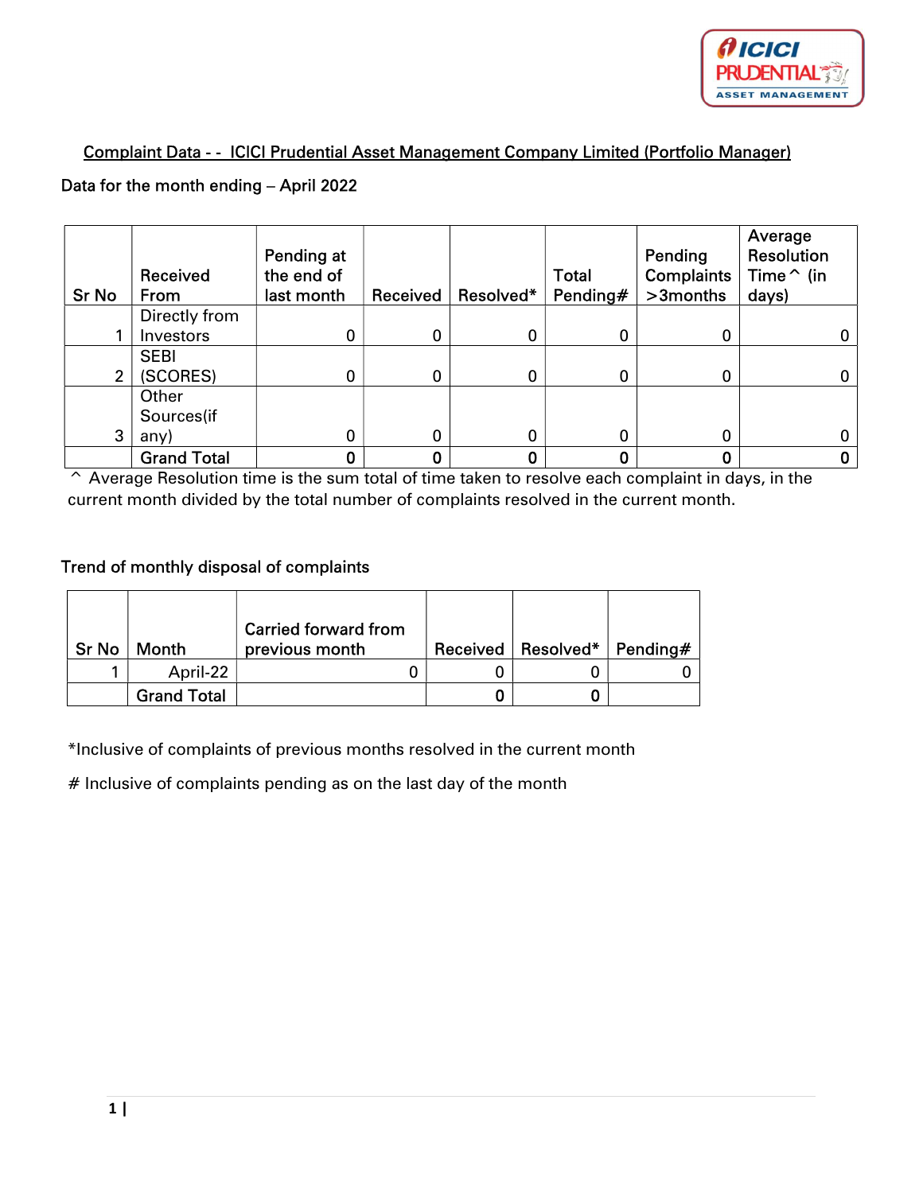# Complaint Data - - ICICI Prudential Asset Management Company Limited (Portfolio Manager)

Data for the month ending – April 2022

| Sr No | Received From | Pending at the end of last month | Received | Resolved* | Total Pending# | Pending Complaints >3months | Average Resolution Time^ (in days) |
|---|---|---|---|---|---|---|---|
| 1 | Directly from Investors | 0 | 0 | 0 | 0 | 0 | 0 |
| 2 | SEBI (SCORES) | 0 | 0 | 0 | 0 | 0 | 0 |
| 3 | Other Sources(if any) | 0 | 0 | 0 | 0 | 0 | 0 |
| | **Grand Total** | **0** | **0** | **0** | **0** | **0** | **0** |

^ Average Resolution time is the sum total of time taken to resolve each complaint in days, in the current month divided by the total number of complaints resolved in the current month.

Trend of monthly disposal of complaints

| Sr No | Month | Carried forward from previous month | Received | Resolved* | Pending# |
|---|---|---|---|---|---|
| 1 | April-22 | 0 | 0 | 0 | 0 |
| | Grand Total | | **0** | **0** | |

*Inclusive of complaints of previous months resolved in the current month

# Inclusive of complaints pending as on the last day of the month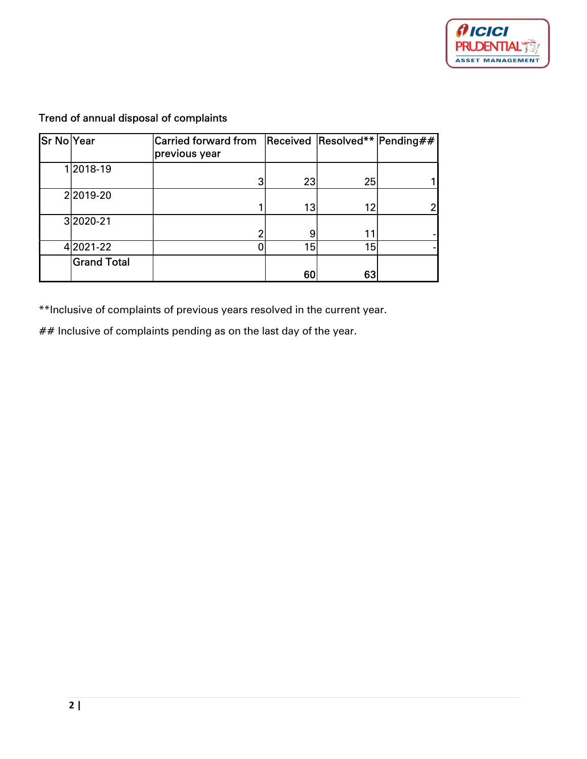Trend of annual disposal of complaints

| Sr No | Year | Carried forward from previous year | Received | Resolved** | Pending## |
|---|---|---|---|---|---|
| 1 | 2018-19 | 3 | 23 | 25 | 1 |
| 2 | 2019-20 | 1 | 13 | 12 | 2 |
| 3 | 2020-21 | 2 | 9 | 11 | - |
| 4 | 2021-22 | 0 | 15 | 15 | - |
| | Grand Total | | 60 | 63 | |

**Inclusive of complaints of previous years resolved in the current year.

## Inclusive of complaints pending as on the last day of the year.